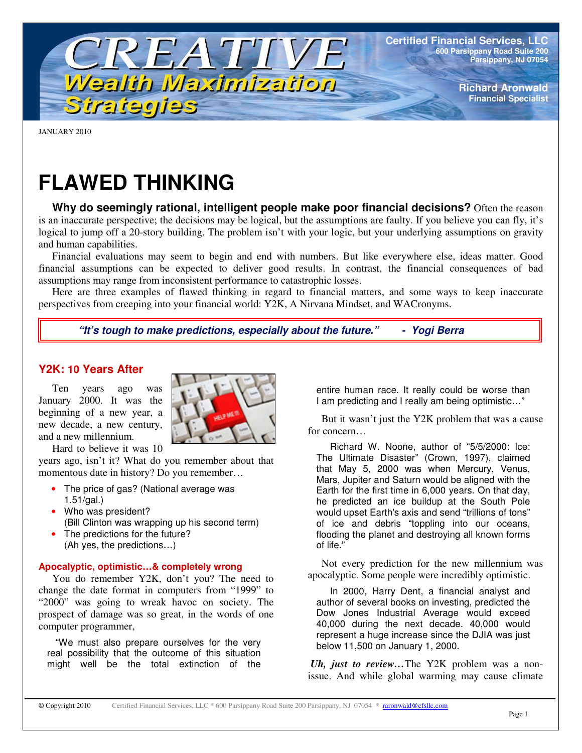# CREATIVE Wealth Maximization Strategies

**Certified Financial Services, LLC**
600 Parsippany Road Suite 200
Parsippany, NJ 07054

**Richard Aronwald**
Financial Specialist

JANUARY 2010

# FLAWED THINKING

**Why do seemingly rational, intelligent people make poor financial decisions?** Often the reason is an inaccurate perspective; the decisions may be logical, but the assumptions are faulty. If you believe you can fly, it's logical to jump off a 20-story building. The problem isn't with your logic, but your underlying assumptions on gravity and human capabilities.

Financial evaluations may seem to begin and end with numbers. But like everywhere else, ideas matter. Good financial assumptions can be expected to deliver good results. In contrast, the financial consequences of bad assumptions may range from inconsistent performance to catastrophic losses.

Here are three examples of flawed thinking in regard to financial matters, and some ways to keep inaccurate perspectives from creeping into your financial world: Y2K, A Nirvana Mindset, and WACronyms.

> ***"It's tough to make predictions, especially about the future." - Yogi Berra***

## Y2K: 10 Years After

Ten years ago was January 2000. It was the beginning of a new year, a new decade, a new century, and a new millennium.

Hard to believe it was 10 years ago, isn't it? What do you remember about that momentous date in history? Do you remember…

- The price of gas? (National average was 1.51/gal.)
- Who was president? (Bill Clinton was wrapping up his second term)
- The predictions for the future? (Ah yes, the predictions…)

### Apocalyptic, optimistic…& completely wrong

You do remember Y2K, don't you? The need to change the date format in computers from "1999" to "2000" was going to wreak havoc on society. The prospect of damage was so great, in the words of one computer programmer,

> "We must also prepare ourselves for the very real possibility that the outcome of this situation might well be the total extinction of the entire human race. It really could be worse than I am predicting and I really am being optimistic…"

But it wasn't just the Y2K problem that was a cause for concern…

> Richard W. Noone, author of "5/5/2000: Ice: The Ultimate Disaster" (Crown, 1997), claimed that May 5, 2000 was when Mercury, Venus, Mars, Jupiter and Saturn would be aligned with the Earth for the first time in 6,000 years. On that day, he predicted an ice buildup at the South Pole would upset Earth's axis and send "trillions of tons" of ice and debris "toppling into our oceans, flooding the planet and destroying all known forms of life."

Not every prediction for the new millennium was apocalyptic. Some people were incredibly optimistic.

> In 2000, Harry Dent, a financial analyst and author of several books on investing, predicted the Dow Jones Industrial Average would exceed 40,000 during the next decade. 40,000 would represent a huge increase since the DJIA was just below 11,500 on January 1, 2000.

***Uh, just to review…*** The Y2K problem was a non-issue. And while global warming may cause climate

© Copyright 2010 Certified Financial Services, LLC * 600 Parsippany Road Suite 200 Parsippany, NJ 07054 * raronwald@cfsllc.com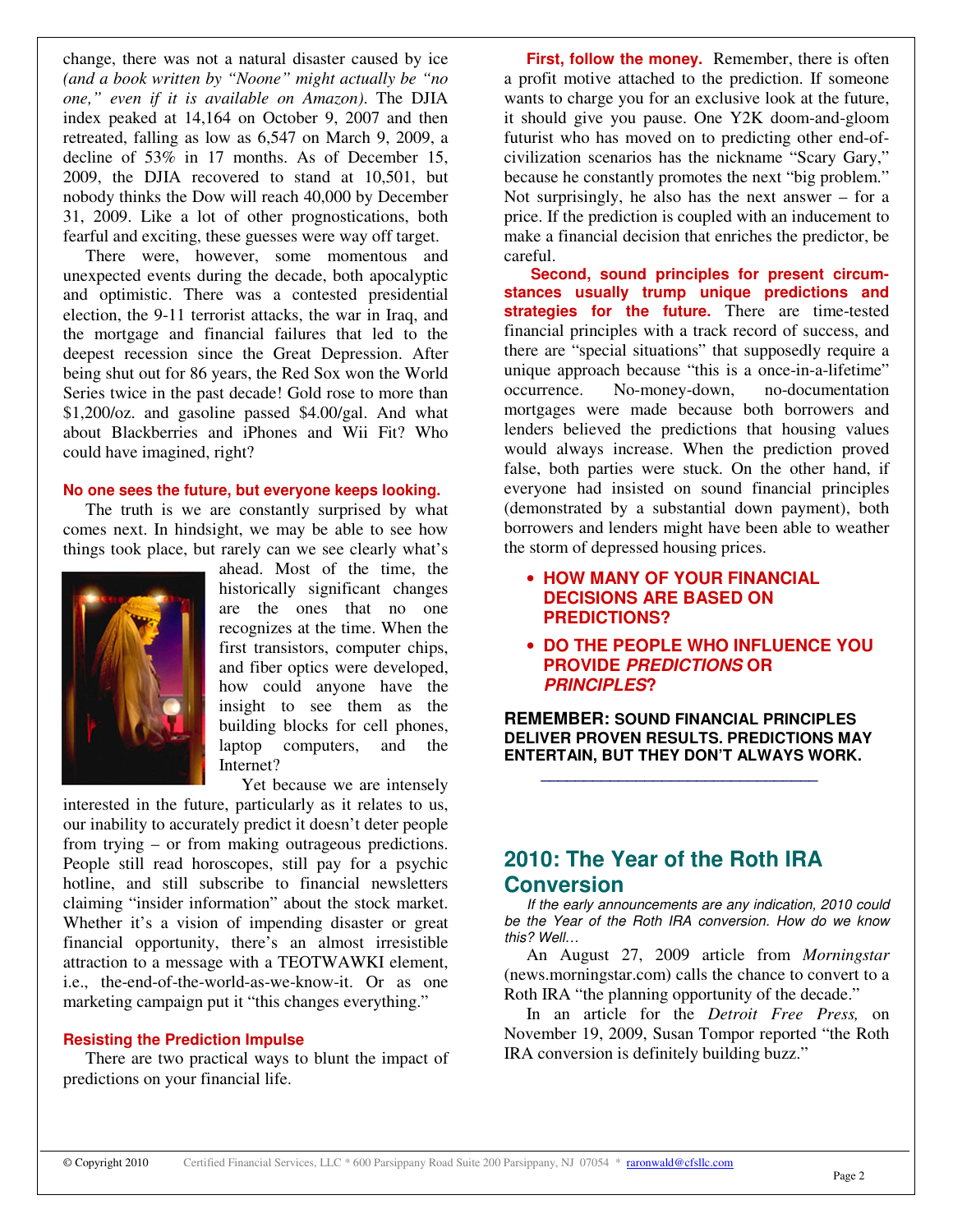change, there was not a natural disaster caused by ice *(and a book written by "Noone" might actually be "no one," even if it is available on Amazon)*. The DJIA index peaked at 14,164 on October 9, 2007 and then retreated, falling as low as 6,547 on March 9, 2009, a decline of 53% in 17 months. As of December 15, 2009, the DJIA recovered to stand at 10,501, but nobody thinks the Dow will reach 40,000 by December 31, 2009. Like a lot of other prognostications, both fearful and exciting, these guesses were way off target.

There were, however, some momentous and unexpected events during the decade, both apocalyptic and optimistic. There was a contested presidential election, the 9-11 terrorist attacks, the war in Iraq, and the mortgage and financial failures that led to the deepest recession since the Great Depression. After being shut out for 86 years, the Red Sox won the World Series twice in the past decade! Gold rose to more than $1,200/oz. and gasoline passed $4.00/gal. And what about Blackberries and iPhones and Wii Fit? Who could have imagined, right?

### No one sees the future, but everyone keeps looking.

The truth is we are constantly surprised by what comes next. In hindsight, we may be able to see how things took place, but rarely can we see clearly what's ahead. Most of the time, the historically significant changes are the ones that no one recognizes at the time. When the first transistors, computer chips, and fiber optics were developed, how could anyone have the insight to see them as the building blocks for cell phones, laptop computers, and the Internet?

Yet because we are intensely interested in the future, particularly as it relates to us, our inability to accurately predict it doesn't deter people from trying – or from making outrageous predictions. People still read horoscopes, still pay for a psychic hotline, and still subscribe to financial newsletters claiming "insider information" about the stock market. Whether it's a vision of impending disaster or great financial opportunity, there's an almost irresistible attraction to a message with a TEOTWAWKI element, i.e., the-end-of-the-world-as-we-know-it. Or as one marketing campaign put it "this changes everything."

### Resisting the Prediction Impulse

There are two practical ways to blunt the impact of predictions on your financial life.

**First, follow the money.** Remember, there is often a profit motive attached to the prediction. If someone wants to charge you for an exclusive look at the future, it should give you pause. One Y2K doom-and-gloom futurist who has moved on to predicting other end-of-civilization scenarios has the nickname "Scary Gary," because he constantly promotes the next "big problem." Not surprisingly, he also has the next answer – for a price. If the prediction is coupled with an inducement to make a financial decision that enriches the predictor, be careful.

**Second, sound principles for present circumstances usually trump unique predictions and strategies for the future.** There are time-tested financial principles with a track record of success, and there are "special situations" that supposedly require a unique approach because "this is a once-in-a-lifetime" occurrence. No-money-down, no-documentation mortgages were made because both borrowers and lenders believed the predictions that housing values would always increase. When the prediction proved false, both parties were stuck. On the other hand, if everyone had insisted on sound financial principles (demonstrated by a substantial down payment), both borrowers and lenders might have been able to weather the storm of depressed housing prices.

- **HOW MANY OF YOUR FINANCIAL DECISIONS ARE BASED ON PREDICTIONS?**
- **DO THE PEOPLE WHO INFLUENCE YOU PROVIDE *PREDICTIONS* OR *PRINCIPLES*?**

**REMEMBER: SOUND FINANCIAL PRINCIPLES DELIVER PROVEN RESULTS. PREDICTIONS MAY ENTERTAIN, BUT THEY DON'T ALWAYS WORK.**

---

## 2010: The Year of the Roth IRA Conversion

*If the early announcements are any indication, 2010 could be the Year of the Roth IRA conversion. How do we know this? Well…*

An August 27, 2009 article from *Morningstar* (news.morningstar.com) calls the chance to convert to a Roth IRA "the planning opportunity of the decade."

In an article for the *Detroit Free Press,* on November 19, 2009, Susan Tompor reported "the Roth IRA conversion is definitely building buzz."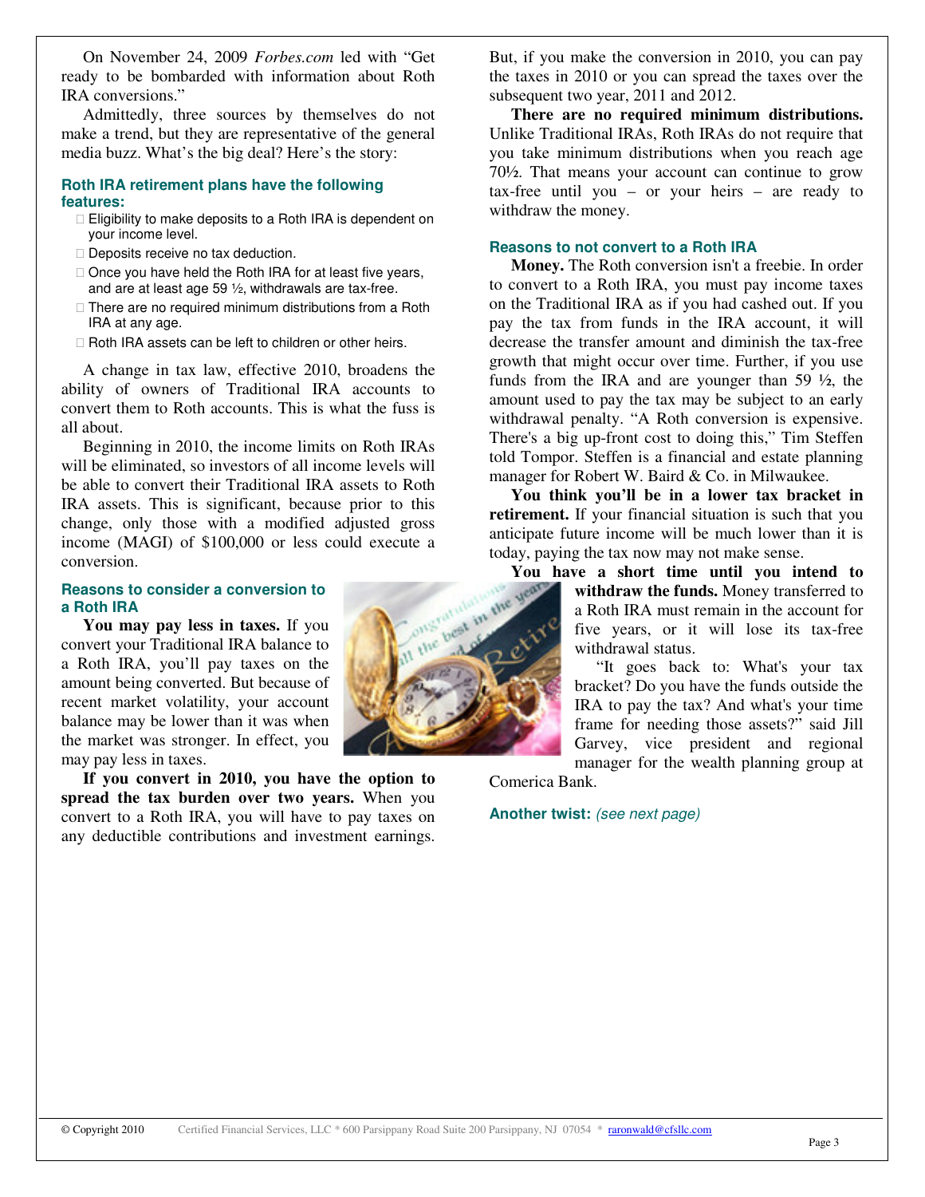On November 24, 2009 *Forbes.com* led with “Get ready to be bombarded with information about Roth IRA conversions.”

Admittedly, three sources by themselves do not make a trend, but they are representative of the general media buzz. What’s the big deal? Here’s the story:

### Roth IRA retirement plans have the following features:

- Eligibility to make deposits to a Roth IRA is dependent on your income level.
- Deposits receive no tax deduction.
- Once you have held the Roth IRA for at least five years, and are at least age 59 ½, withdrawals are tax-free.
- There are no required minimum distributions from a Roth IRA at any age.
- Roth IRA assets can be left to children or other heirs.

A change in tax law, effective 2010, broadens the ability of owners of Traditional IRA accounts to convert them to Roth accounts. This is what the fuss is all about.

Beginning in 2010, the income limits on Roth IRAs will be eliminated, so investors of all income levels will be able to convert their Traditional IRA assets to Roth IRA assets. This is significant, because prior to this change, only those with a modified adjusted gross income (MAGI) of $100,000 or less could execute a conversion.

### Reasons to consider a conversion to a Roth IRA

**You may pay less in taxes.** If you convert your Traditional IRA balance to a Roth IRA, you’ll pay taxes on the amount being converted. But because of recent market volatility, your account balance may be lower than it was when the market was stronger. In effect, you may pay less in taxes.

**If you convert in 2010, you have the option to spread the tax burden over two years.** When you convert to a Roth IRA, you will have to pay taxes on any deductible contributions and investment earnings. But, if you make the conversion in 2010, you can pay the taxes in 2010 or you can spread the taxes over the subsequent two year, 2011 and 2012.

**There are no required minimum distributions.** Unlike Traditional IRAs, Roth IRAs do not require that you take minimum distributions when you reach age 70½. That means your account can continue to grow tax-free until you – or your heirs – are ready to withdraw the money.

### Reasons to not convert to a Roth IRA

**Money.** The Roth conversion isn't a freebie. In order to convert to a Roth IRA, you must pay income taxes on the Traditional IRA as if you had cashed out. If you pay the tax from funds in the IRA account, it will decrease the transfer amount and diminish the tax-free growth that might occur over time. Further, if you use funds from the IRA and are younger than 59 ½, the amount used to pay the tax may be subject to an early withdrawal penalty. “A Roth conversion is expensive. There's a big up-front cost to doing this,” Tim Steffen told Tompor. Steffen is a financial and estate planning manager for Robert W. Baird & Co. in Milwaukee.

**You think you’ll be in a lower tax bracket in retirement.** If your financial situation is such that you anticipate future income will be much lower than it is today, paying the tax now may not make sense.

**You have a short time until you intend to withdraw the funds.** Money transferred to a Roth IRA must remain in the account for five years, or it will lose its tax-free withdrawal status.

“It goes back to: What's your tax bracket? Do you have the funds outside the IRA to pay the tax? And what's your time frame for needing those assets?” said Jill Garvey, vice president and regional manager for the wealth planning group at Comerica Bank.

**Another twist:** *(see next page)*

© Copyright 2010 Certified Financial Services, LLC * 600 Parsippany Road Suite 200 Parsippany, NJ 07054 * raronwald@cfsllc.com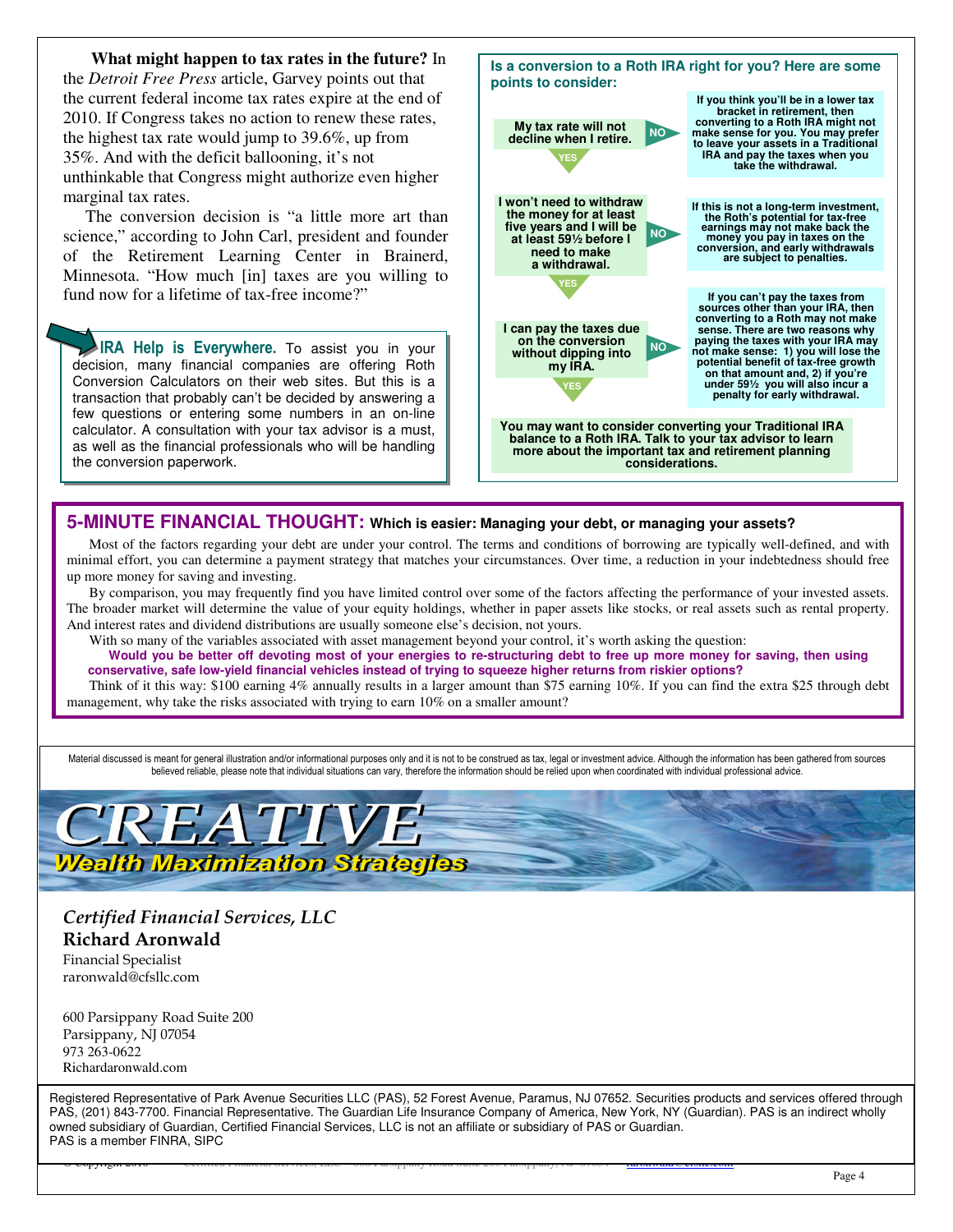**What might happen to tax rates in the future?** In the *Detroit Free Press* article, Garvey points out that the current federal income tax rates expire at the end of 2010. If Congress takes no action to renew these rates, the highest tax rate would jump to 39.6%, up from 35%. And with the deficit ballooning, it's not unthinkable that Congress might authorize even higher marginal tax rates.

The conversion decision is "a little more art than science," according to John Carl, president and founder of the Retirement Learning Center in Brainerd, Minnesota. "How much [in] taxes are you willing to fund now for a lifetime of tax-free income?"

**IRA Help is Everywhere.** To assist you in your decision, many financial companies are offering Roth Conversion Calculators on their web sites. But this is a transaction that probably can't be decided by answering a few questions or entering some numbers in an on-line calculator. A consultation with your tax advisor is a must, as well as the financial professionals who will be handling the conversion paperwork.

**Is a conversion to a Roth IRA right for you? Here are some points to consider:**

**My tax rate will not decline when I retire.**
NO → If you think you'll be in a lower tax bracket in retirement, then converting to a Roth IRA might not make sense for you. You may prefer to leave your assets in a Traditional IRA and pay the taxes when you take the withdrawal.
YES ↓

**I won't need to withdraw the money for at least five years and I will be at least 59½ before I need to make a withdrawal.**
NO → If this is not a long-term investment, the Roth's potential for tax-free earnings may not make back the money you pay in taxes on the conversion, and early withdrawals are subject to penalties.
YES ↓

**I can pay the taxes due on the conversion without dipping into my IRA.**
NO → If you can't pay the taxes from sources other than your IRA, then converting to a Roth may not make sense. There are two reasons why paying the taxes with your IRA may not make sense: 1) you will lose the potential benefit of tax-free growth on that amount and, 2) if you're under 59½ you will also incur a penalty for early withdrawal.
YES ↓

**You may want to consider converting your Traditional IRA balance to a Roth IRA. Talk to your tax advisor to learn more about the important tax and retirement planning considerations.**

## 5-MINUTE FINANCIAL THOUGHT: Which is easier: Managing your debt, or managing your assets?

Most of the factors regarding your debt are under your control. The terms and conditions of borrowing are typically well-defined, and with minimal effort, you can determine a payment strategy that matches your circumstances. Over time, a reduction in your indebtedness should free up more money for saving and investing.

By comparison, you may frequently find you have limited control over some of the factors affecting the performance of your invested assets. The broader market will determine the value of your equity holdings, whether in paper assets like stocks, or real assets such as rental property. And interest rates and dividend distributions are usually someone else's decision, not yours.

With so many of the variables associated with asset management beyond your control, it's worth asking the question:

**Would you be better off devoting most of your energies to re-structuring debt to free up more money for saving, then using conservative, safe low-yield financial vehicles instead of trying to squeeze higher returns from riskier options?**

Think of it this way: $100 earning 4% annually results in a larger amount than $75 earning 10%. If you can find the extra $25 through debt management, why take the risks associated with trying to earn 10% on a smaller amount?

Material discussed is meant for general illustration and/or informational purposes only and it is not to be construed as tax, legal or investment advice. Although the information has been gathered from sources believed reliable, please note that individual situations can vary, therefore the information should be relied upon when coordinated with individual professional advice.

# CREATIVE
## *Wealth Maximization Strategies*

*Certified Financial Services, LLC*
**Richard Aronwald**
Financial Specialist
raronwald@cfsllc.com

600 Parsippany Road Suite 200
Parsippany, NJ 07054
973 263-0622
Richardaronwald.com

Registered Representative of Park Avenue Securities LLC (PAS), 52 Forest Avenue, Paramus, NJ 07652. Securities products and services offered through PAS, (201) 843-7700. Financial Representative. The Guardian Life Insurance Company of America, New York, NY (Guardian). PAS is an indirect wholly owned subsidiary of Guardian, Certified Financial Services, LLC is not an affiliate or subsidiary of PAS or Guardian.
PAS is a member FINRA, SIPC